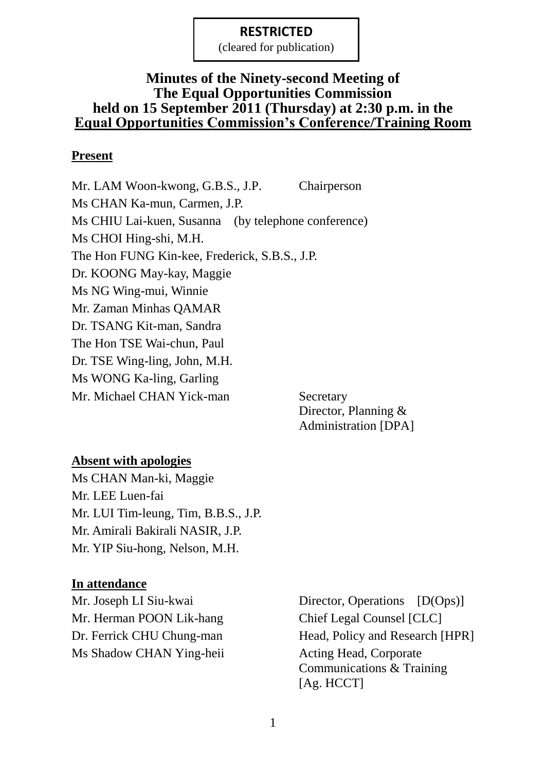**RESTRICTED**
(cleared for publication)

# Minutes of the Ninety-second Meeting of The Equal Opportunities Commission held on 15 September 2011 (Thursday) at 2:30 p.m. in the Equal Opportunities Commission's Conference/Training Room

## Present

Mr. LAM Woon-kwong, G.B.S., J.P. — Chairperson
Ms CHAN Ka-mun, Carmen, J.P.
Ms CHIU Lai-kuen, Susanna (by telephone conference)
Ms CHOI Hing-shi, M.H.
The Hon FUNG Kin-kee, Frederick, S.B.S., J.P.
Dr. KOONG May-kay, Maggie
Ms NG Wing-mui, Winnie
Mr. Zaman Minhas QAMAR
Dr. TSANG Kit-man, Sandra
The Hon TSE Wai-chun, Paul
Dr. TSE Wing-ling, John, M.H.
Ms WONG Ka-ling, Garling
Mr. Michael CHAN Yick-man — Secretary, Director, Planning & Administration [DPA]

## Absent with apologies

Ms CHAN Man-ki, Maggie
Mr. LEE Luen-fai
Mr. LUI Tim-leung, Tim, B.B.S., J.P.
Mr. Amirali Bakirali NASIR, J.P.
Mr. YIP Siu-hong, Nelson, M.H.

## In attendance

Mr. Joseph LI Siu-kwai — Director, Operations [D(Ops)]
Mr. Herman POON Lik-hang — Chief Legal Counsel [CLC]
Dr. Ferrick CHU Chung-man — Head, Policy and Research [HPR]
Ms Shadow CHAN Ying-heii — Acting Head, Corporate Communications & Training [Ag. HCCT]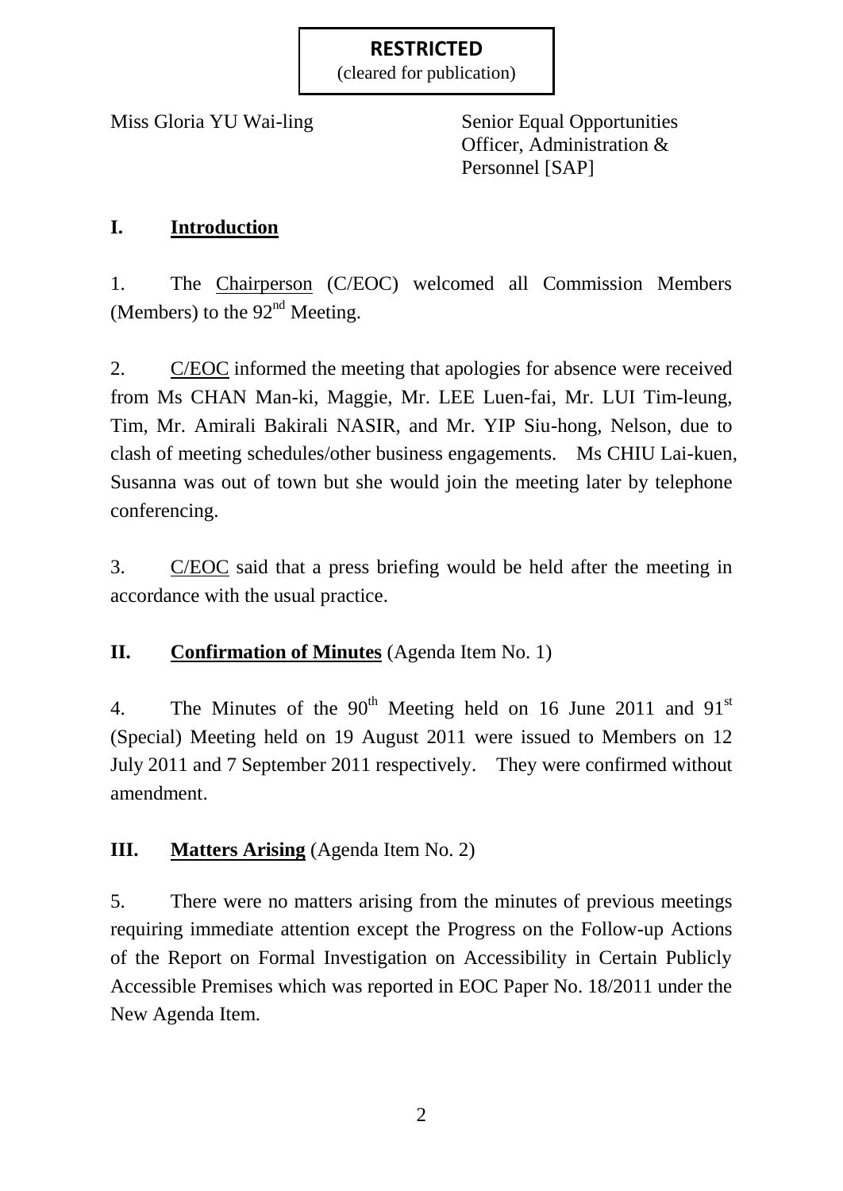**RESTRICTED**
(cleared for publication)

| | |
|---|---|
| Miss Gloria YU Wai-ling | Senior Equal Opportunities Officer, Administration & Personnel [SAP] |

## I. Introduction

1. The Chairperson (C/EOC) welcomed all Commission Members (Members) to the 92nd Meeting.

2. C/EOC informed the meeting that apologies for absence were received from Ms CHAN Man-ki, Maggie, Mr. LEE Luen-fai, Mr. LUI Tim-leung, Tim, Mr. Amirali Bakirali NASIR, and Mr. YIP Siu-hong, Nelson, due to clash of meeting schedules/other business engagements. Ms CHIU Lai-kuen, Susanna was out of town but she would join the meeting later by telephone conferencing.

3. C/EOC said that a press briefing would be held after the meeting in accordance with the usual practice.

## II. Confirmation of Minutes (Agenda Item No. 1)

4. The Minutes of the 90th Meeting held on 16 June 2011 and 91st (Special) Meeting held on 19 August 2011 were issued to Members on 12 July 2011 and 7 September 2011 respectively. They were confirmed without amendment.

## III. Matters Arising (Agenda Item No. 2)

5. There were no matters arising from the minutes of previous meetings requiring immediate attention except the Progress on the Follow-up Actions of the Report on Formal Investigation on Accessibility in Certain Publicly Accessible Premises which was reported in EOC Paper No. 18/2011 under the New Agenda Item.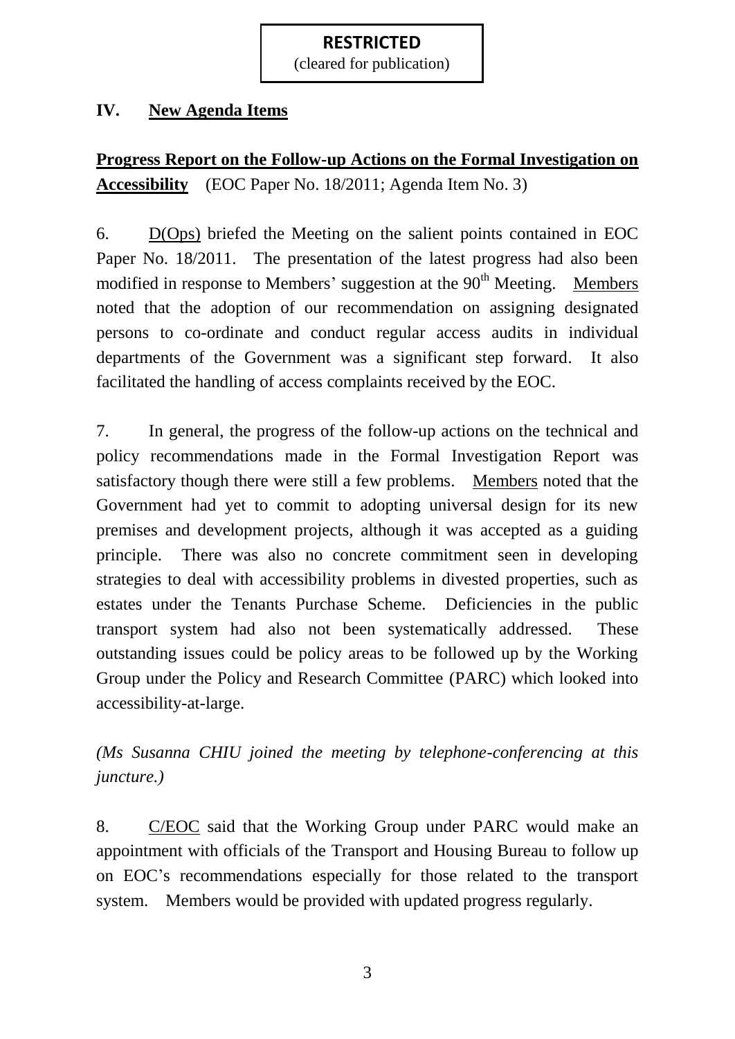**RESTRICTED**
(cleared for publication)

## IV. New Agenda Items

**Progress Report on the Follow-up Actions on the Formal Investigation on Accessibility** (EOC Paper No. 18/2011; Agenda Item No. 3)

6. D(Ops) briefed the Meeting on the salient points contained in EOC Paper No. 18/2011. The presentation of the latest progress had also been modified in response to Members' suggestion at the 90th Meeting. Members noted that the adoption of our recommendation on assigning designated persons to co-ordinate and conduct regular access audits in individual departments of the Government was a significant step forward. It also facilitated the handling of access complaints received by the EOC.

7. In general, the progress of the follow-up actions on the technical and policy recommendations made in the Formal Investigation Report was satisfactory though there were still a few problems. Members noted that the Government had yet to commit to adopting universal design for its new premises and development projects, although it was accepted as a guiding principle. There was also no concrete commitment seen in developing strategies to deal with accessibility problems in divested properties, such as estates under the Tenants Purchase Scheme. Deficiencies in the public transport system had also not been systematically addressed. These outstanding issues could be policy areas to be followed up by the Working Group under the Policy and Research Committee (PARC) which looked into accessibility-at-large.

*(Ms Susanna CHIU joined the meeting by telephone-conferencing at this juncture.)*

8. C/EOC said that the Working Group under PARC would make an appointment with officials of the Transport and Housing Bureau to follow up on EOC's recommendations especially for those related to the transport system. Members would be provided with updated progress regularly.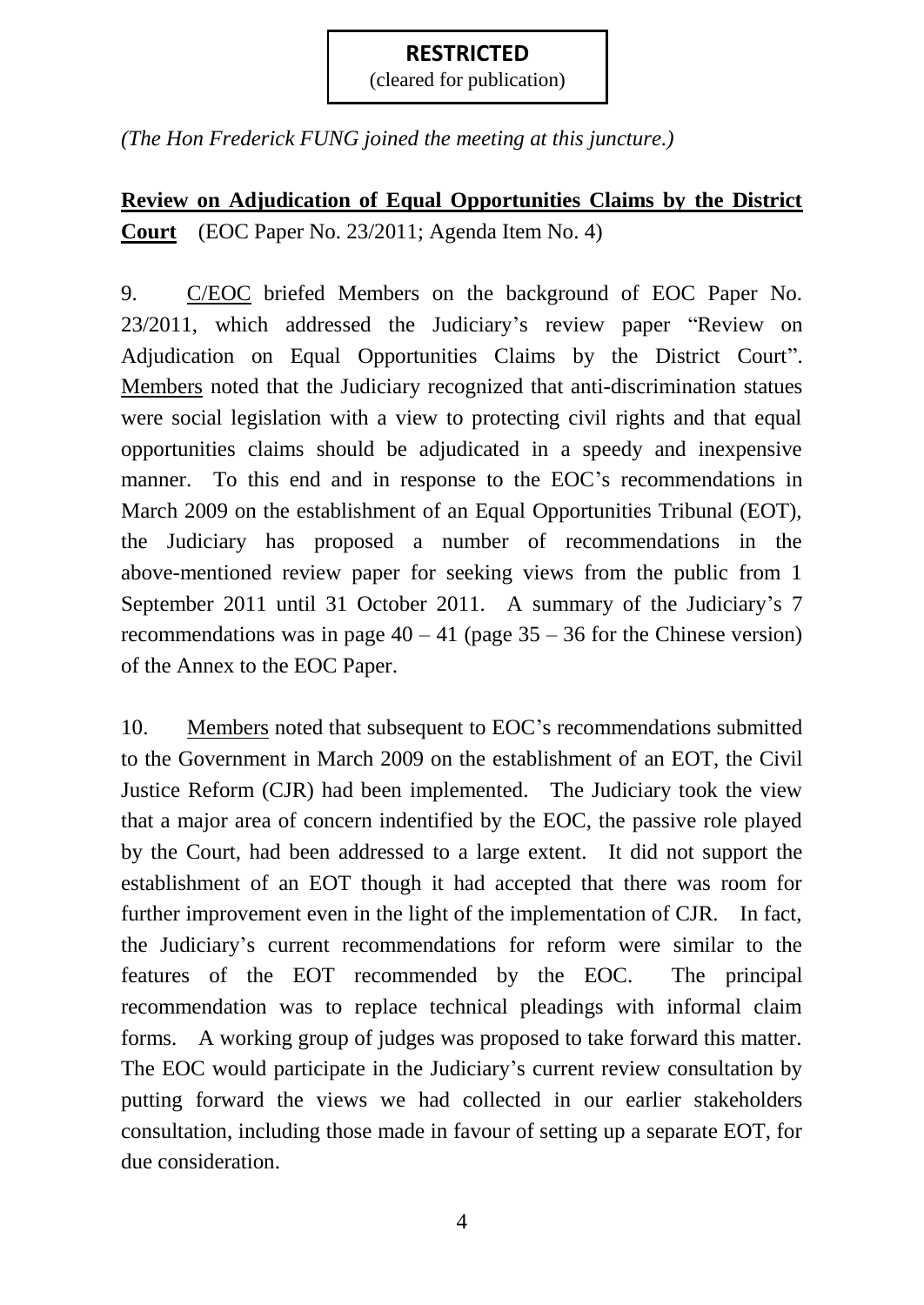**RESTRICTED**
(cleared for publication)

*(The Hon Frederick FUNG joined the meeting at this juncture.)*

**Review on Adjudication of Equal Opportunities Claims by the District Court** (EOC Paper No. 23/2011; Agenda Item No. 4)

9. C/EOC briefed Members on the background of EOC Paper No. 23/2011, which addressed the Judiciary's review paper "Review on Adjudication on Equal Opportunities Claims by the District Court". Members noted that the Judiciary recognized that anti-discrimination statues were social legislation with a view to protecting civil rights and that equal opportunities claims should be adjudicated in a speedy and inexpensive manner. To this end and in response to the EOC's recommendations in March 2009 on the establishment of an Equal Opportunities Tribunal (EOT), the Judiciary has proposed a number of recommendations in the above-mentioned review paper for seeking views from the public from 1 September 2011 until 31 October 2011. A summary of the Judiciary's 7 recommendations was in page 40 – 41 (page 35 – 36 for the Chinese version) of the Annex to the EOC Paper.

10. Members noted that subsequent to EOC's recommendations submitted to the Government in March 2009 on the establishment of an EOT, the Civil Justice Reform (CJR) had been implemented. The Judiciary took the view that a major area of concern indentified by the EOC, the passive role played by the Court, had been addressed to a large extent. It did not support the establishment of an EOT though it had accepted that there was room for further improvement even in the light of the implementation of CJR. In fact, the Judiciary's current recommendations for reform were similar to the features of the EOT recommended by the EOC. The principal recommendation was to replace technical pleadings with informal claim forms. A working group of judges was proposed to take forward this matter. The EOC would participate in the Judiciary's current review consultation by putting forward the views we had collected in our earlier stakeholders consultation, including those made in favour of setting up a separate EOT, for due consideration.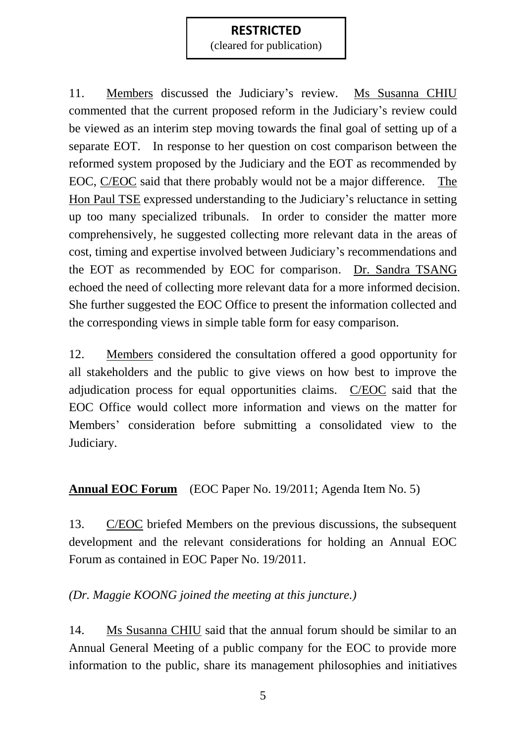**RESTRICTED**
(cleared for publication)

11. Members discussed the Judiciary's review. Ms Susanna CHIU commented that the current proposed reform in the Judiciary's review could be viewed as an interim step moving towards the final goal of setting up of a separate EOT. In response to her question on cost comparison between the reformed system proposed by the Judiciary and the EOT as recommended by EOC, C/EOC said that there probably would not be a major difference. The Hon Paul TSE expressed understanding to the Judiciary's reluctance in setting up too many specialized tribunals. In order to consider the matter more comprehensively, he suggested collecting more relevant data in the areas of cost, timing and expertise involved between Judiciary's recommendations and the EOT as recommended by EOC for comparison. Dr. Sandra TSANG echoed the need of collecting more relevant data for a more informed decision. She further suggested the EOC Office to present the information collected and the corresponding views in simple table form for easy comparison.

12. Members considered the consultation offered a good opportunity for all stakeholders and the public to give views on how best to improve the adjudication process for equal opportunities claims. C/EOC said that the EOC Office would collect more information and views on the matter for Members' consideration before submitting a consolidated view to the Judiciary.

**Annual EOC Forum** (EOC Paper No. 19/2011; Agenda Item No. 5)

13. C/EOC briefed Members on the previous discussions, the subsequent development and the relevant considerations for holding an Annual EOC Forum as contained in EOC Paper No. 19/2011.

*(Dr. Maggie KOONG joined the meeting at this juncture.)*

14. Ms Susanna CHIU said that the annual forum should be similar to an Annual General Meeting of a public company for the EOC to provide more information to the public, share its management philosophies and initiatives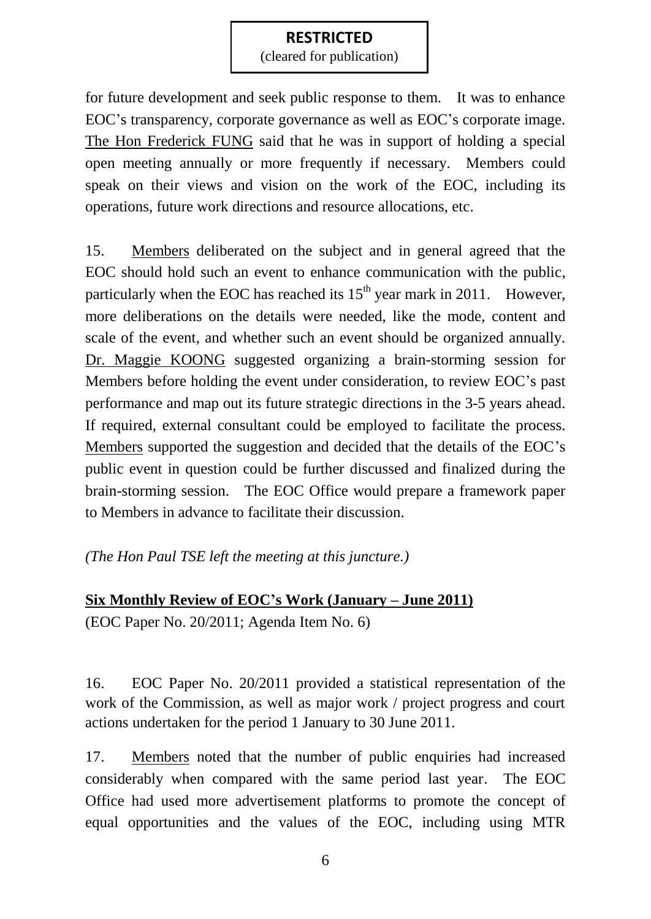for future development and seek public response to them. It was to enhance EOC's transparency, corporate governance as well as EOC's corporate image. The Hon Frederick FUNG said that he was in support of holding a special open meeting annually or more frequently if necessary. Members could speak on their views and vision on the work of the EOC, including its operations, future work directions and resource allocations, etc.

15. Members deliberated on the subject and in general agreed that the EOC should hold such an event to enhance communication with the public, particularly when the EOC has reached its 15th year mark in 2011. However, more deliberations on the details were needed, like the mode, content and scale of the event, and whether such an event should be organized annually. Dr. Maggie KOONG suggested organizing a brain-storming session for Members before holding the event under consideration, to review EOC's past performance and map out its future strategic directions in the 3-5 years ahead. If required, external consultant could be employed to facilitate the process. Members supported the suggestion and decided that the details of the EOC's public event in question could be further discussed and finalized during the brain-storming session. The EOC Office would prepare a framework paper to Members in advance to facilitate their discussion.

*(The Hon Paul TSE left the meeting at this juncture.)*

**Six Monthly Review of EOC's Work (January – June 2011)**

(EOC Paper No. 20/2011; Agenda Item No. 6)

16. EOC Paper No. 20/2011 provided a statistical representation of the work of the Commission, as well as major work / project progress and court actions undertaken for the period 1 January to 30 June 2011.

17. Members noted that the number of public enquiries had increased considerably when compared with the same period last year. The EOC Office had used more advertisement platforms to promote the concept of equal opportunities and the values of the EOC, including using MTR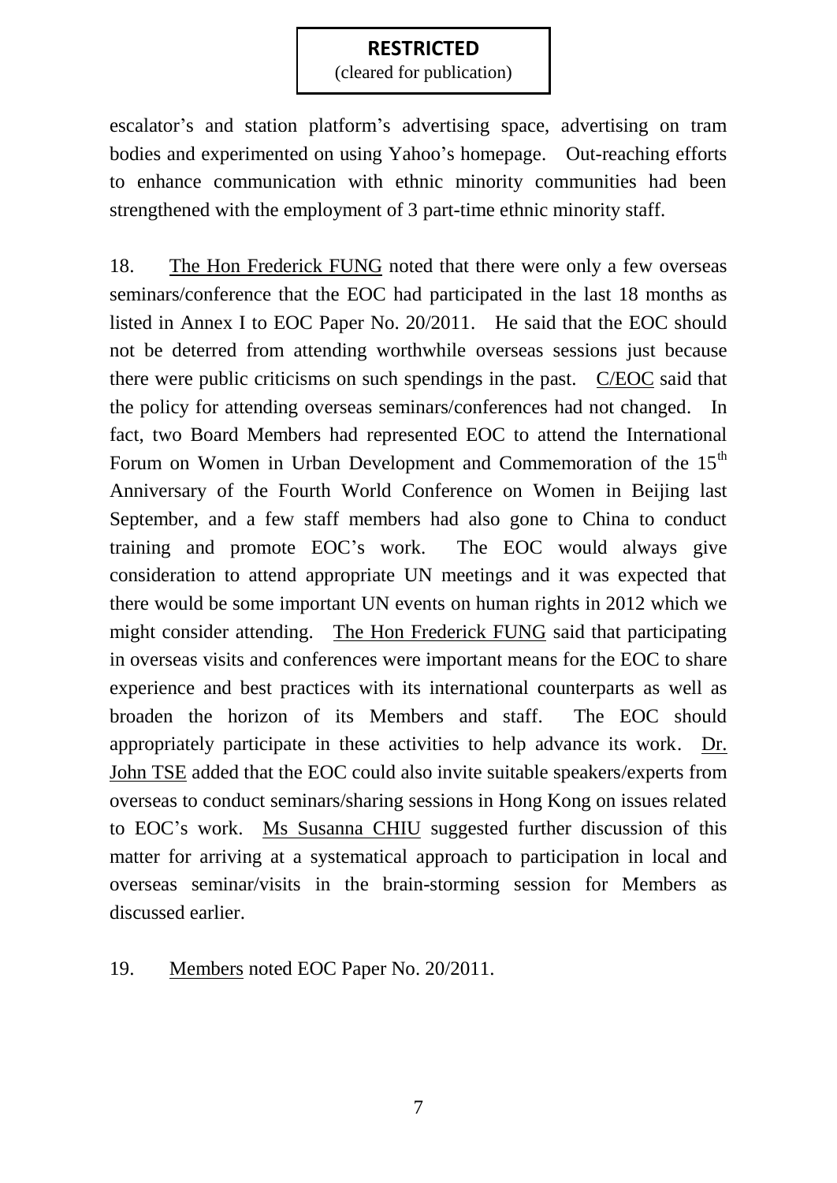**RESTRICTED**
(cleared for publication)

escalator's and station platform's advertising space, advertising on tram bodies and experimented on using Yahoo's homepage. Out-reaching efforts to enhance communication with ethnic minority communities had been strengthened with the employment of 3 part-time ethnic minority staff.

18. The Hon Frederick FUNG noted that there were only a few overseas seminars/conference that the EOC had participated in the last 18 months as listed in Annex I to EOC Paper No. 20/2011. He said that the EOC should not be deterred from attending worthwhile overseas sessions just because there were public criticisms on such spendings in the past. C/EOC said that the policy for attending overseas seminars/conferences had not changed. In fact, two Board Members had represented EOC to attend the International Forum on Women in Urban Development and Commemoration of the 15th Anniversary of the Fourth World Conference on Women in Beijing last September, and a few staff members had also gone to China to conduct training and promote EOC's work. The EOC would always give consideration to attend appropriate UN meetings and it was expected that there would be some important UN events on human rights in 2012 which we might consider attending. The Hon Frederick FUNG said that participating in overseas visits and conferences were important means for the EOC to share experience and best practices with its international counterparts as well as broaden the horizon of its Members and staff. The EOC should appropriately participate in these activities to help advance its work. Dr. John TSE added that the EOC could also invite suitable speakers/experts from overseas to conduct seminars/sharing sessions in Hong Kong on issues related to EOC's work. Ms Susanna CHIU suggested further discussion of this matter for arriving at a systematical approach to participation in local and overseas seminar/visits in the brain-storming session for Members as discussed earlier.

19. Members noted EOC Paper No. 20/2011.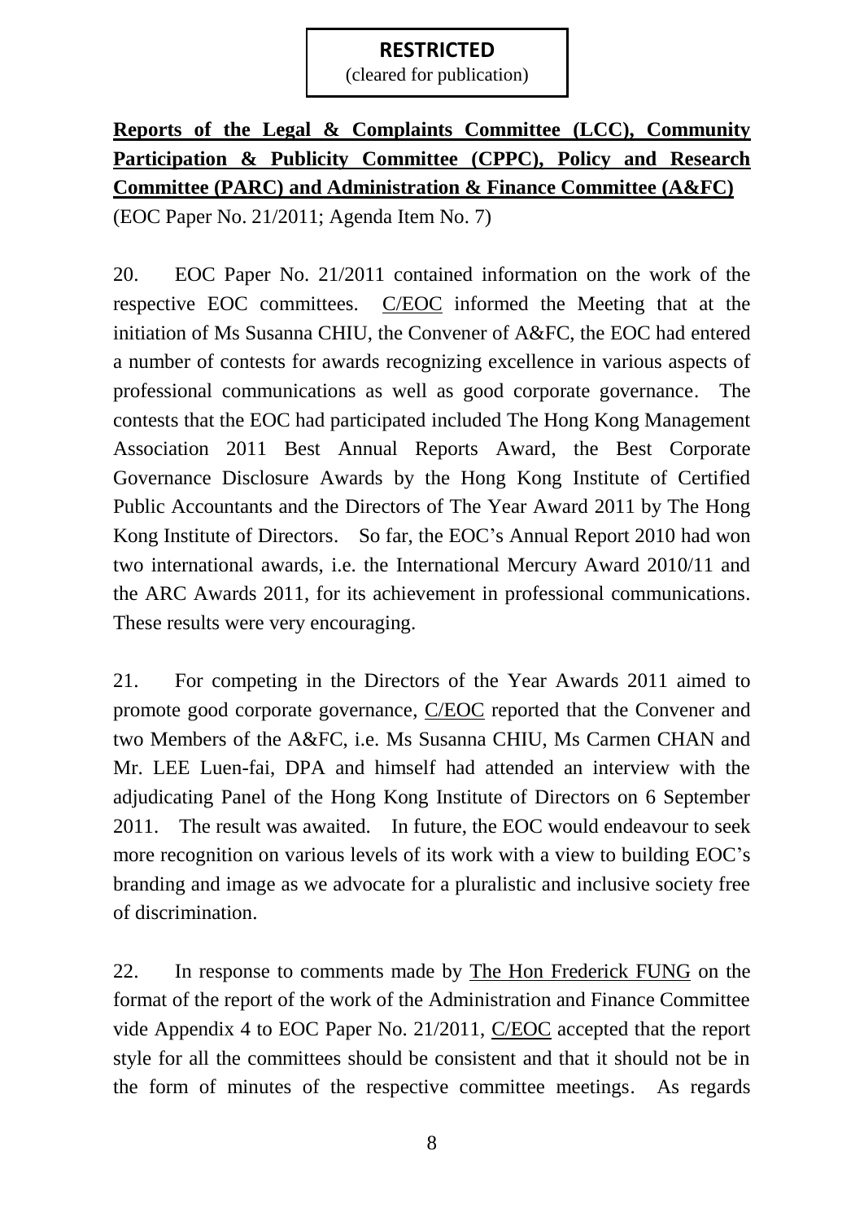**RESTRICTED**
(cleared for publication)

**Reports of the Legal & Complaints Committee (LCC), Community Participation & Publicity Committee (CPPC), Policy and Research Committee (PARC) and Administration & Finance Committee (A&FC)**
(EOC Paper No. 21/2011; Agenda Item No. 7)

20. EOC Paper No. 21/2011 contained information on the work of the respective EOC committees. C/EOC informed the Meeting that at the initiation of Ms Susanna CHIU, the Convener of A&FC, the EOC had entered a number of contests for awards recognizing excellence in various aspects of professional communications as well as good corporate governance. The contests that the EOC had participated included The Hong Kong Management Association 2011 Best Annual Reports Award, the Best Corporate Governance Disclosure Awards by the Hong Kong Institute of Certified Public Accountants and the Directors of The Year Award 2011 by The Hong Kong Institute of Directors. So far, the EOC's Annual Report 2010 had won two international awards, i.e. the International Mercury Award 2010/11 and the ARC Awards 2011, for its achievement in professional communications. These results were very encouraging.

21. For competing in the Directors of the Year Awards 2011 aimed to promote good corporate governance, C/EOC reported that the Convener and two Members of the A&FC, i.e. Ms Susanna CHIU, Ms Carmen CHAN and Mr. LEE Luen-fai, DPA and himself had attended an interview with the adjudicating Panel of the Hong Kong Institute of Directors on 6 September 2011. The result was awaited. In future, the EOC would endeavour to seek more recognition on various levels of its work with a view to building EOC's branding and image as we advocate for a pluralistic and inclusive society free of discrimination.

22. In response to comments made by The Hon Frederick FUNG on the format of the report of the work of the Administration and Finance Committee vide Appendix 4 to EOC Paper No. 21/2011, C/EOC accepted that the report style for all the committees should be consistent and that it should not be in the form of minutes of the respective committee meetings. As regards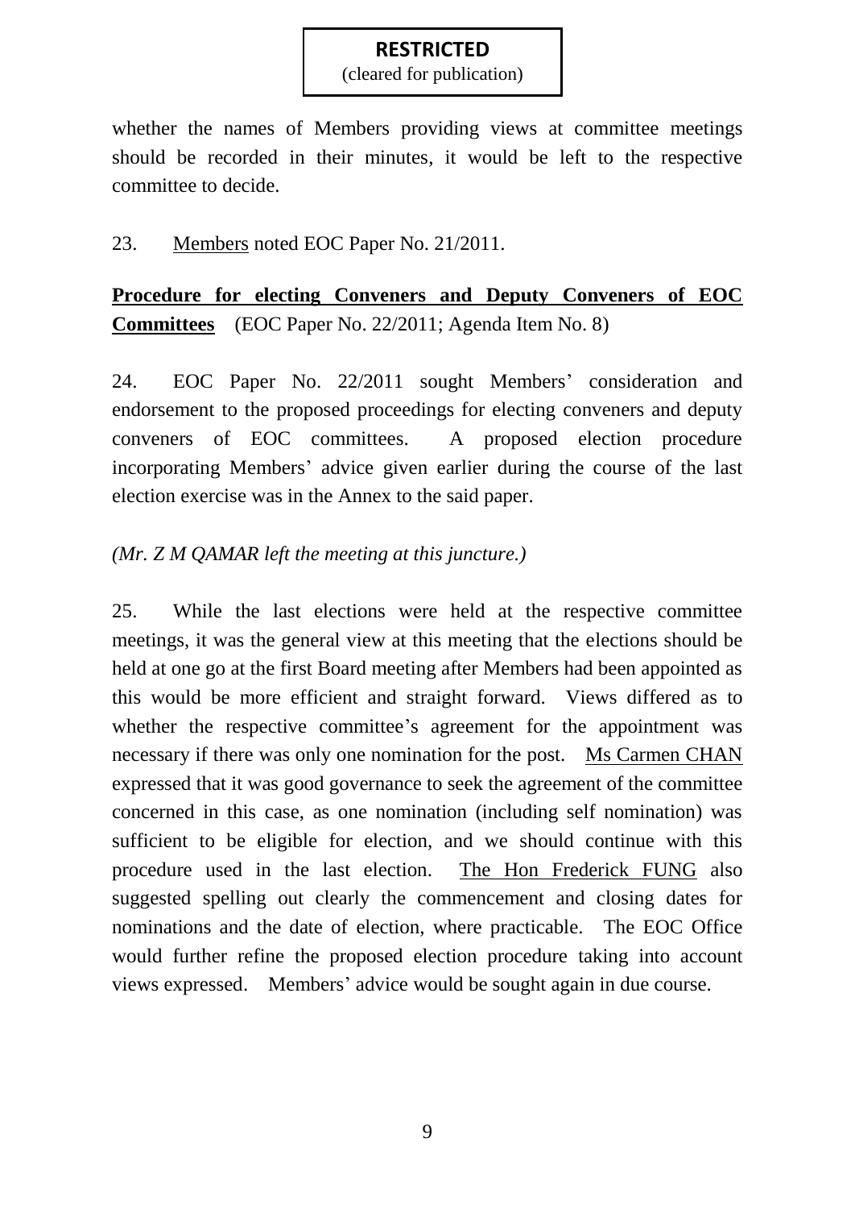whether the names of Members providing views at committee meetings should be recorded in their minutes, it would be left to the respective committee to decide.

23. Members noted EOC Paper No. 21/2011.

**Procedure for electing Conveners and Deputy Conveners of EOC Committees** (EOC Paper No. 22/2011; Agenda Item No. 8)

24. EOC Paper No. 22/2011 sought Members' consideration and endorsement to the proposed proceedings for electing conveners and deputy conveners of EOC committees. A proposed election procedure incorporating Members' advice given earlier during the course of the last election exercise was in the Annex to the said paper.

*(Mr. Z M QAMAR left the meeting at this juncture.)*

25. While the last elections were held at the respective committee meetings, it was the general view at this meeting that the elections should be held at one go at the first Board meeting after Members had been appointed as this would be more efficient and straight forward. Views differed as to whether the respective committee's agreement for the appointment was necessary if there was only one nomination for the post. Ms Carmen CHAN expressed that it was good governance to seek the agreement of the committee concerned in this case, as one nomination (including self nomination) was sufficient to be eligible for election, and we should continue with this procedure used in the last election. The Hon Frederick FUNG also suggested spelling out clearly the commencement and closing dates for nominations and the date of election, where practicable. The EOC Office would further refine the proposed election procedure taking into account views expressed. Members' advice would be sought again in due course.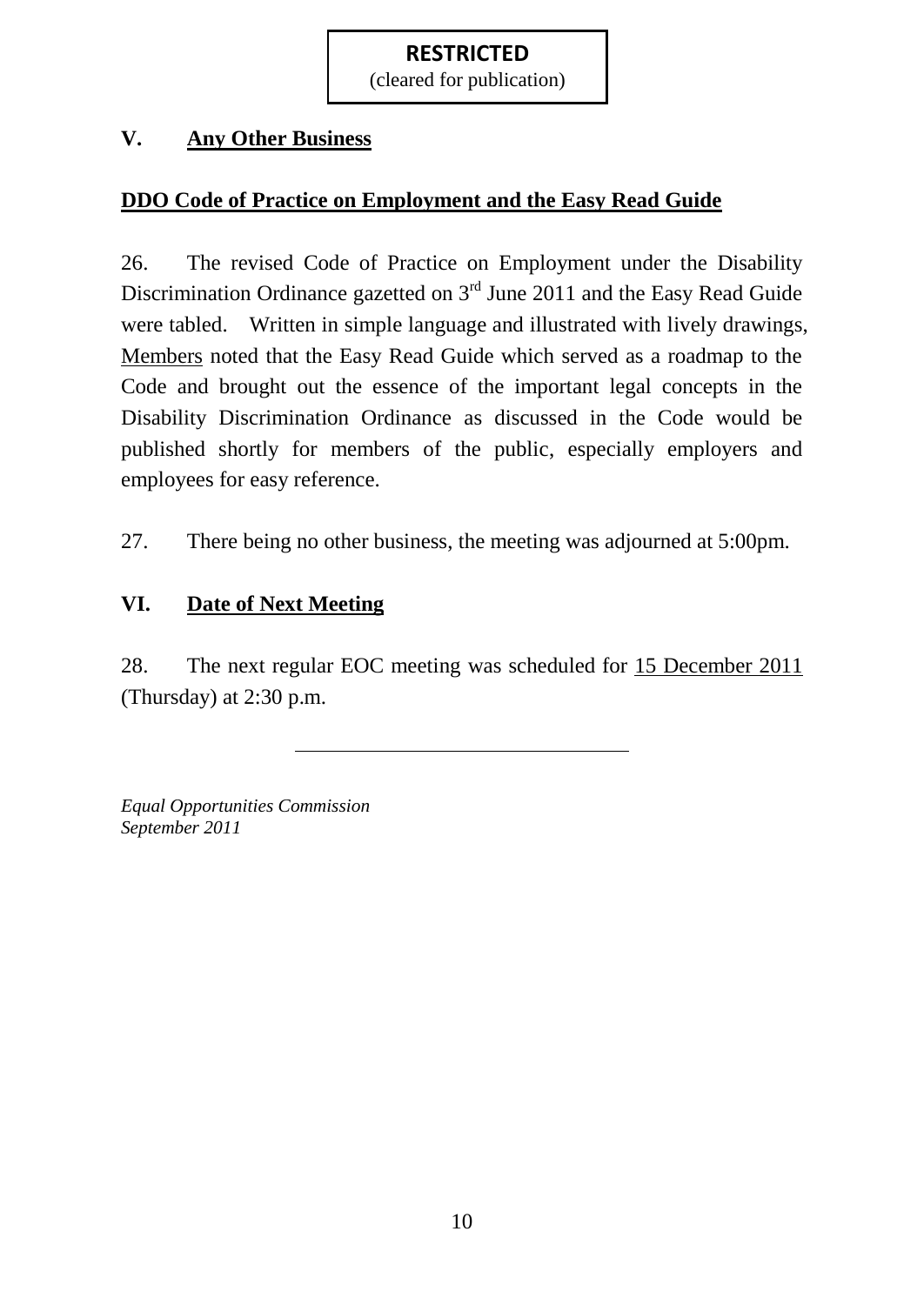**RESTRICTED**
(cleared for publication)

## V. Any Other Business

### DDO Code of Practice on Employment and the Easy Read Guide

26. The revised Code of Practice on Employment under the Disability Discrimination Ordinance gazetted on 3rd June 2011 and the Easy Read Guide were tabled. Written in simple language and illustrated with lively drawings, Members noted that the Easy Read Guide which served as a roadmap to the Code and brought out the essence of the important legal concepts in the Disability Discrimination Ordinance as discussed in the Code would be published shortly for members of the public, especially employers and employees for easy reference.

27. There being no other business, the meeting was adjourned at 5:00pm.

## VI. Date of Next Meeting

28. The next regular EOC meeting was scheduled for 15 December 2011 (Thursday) at 2:30 p.m.

---

*Equal Opportunities Commission*
*September 2011*